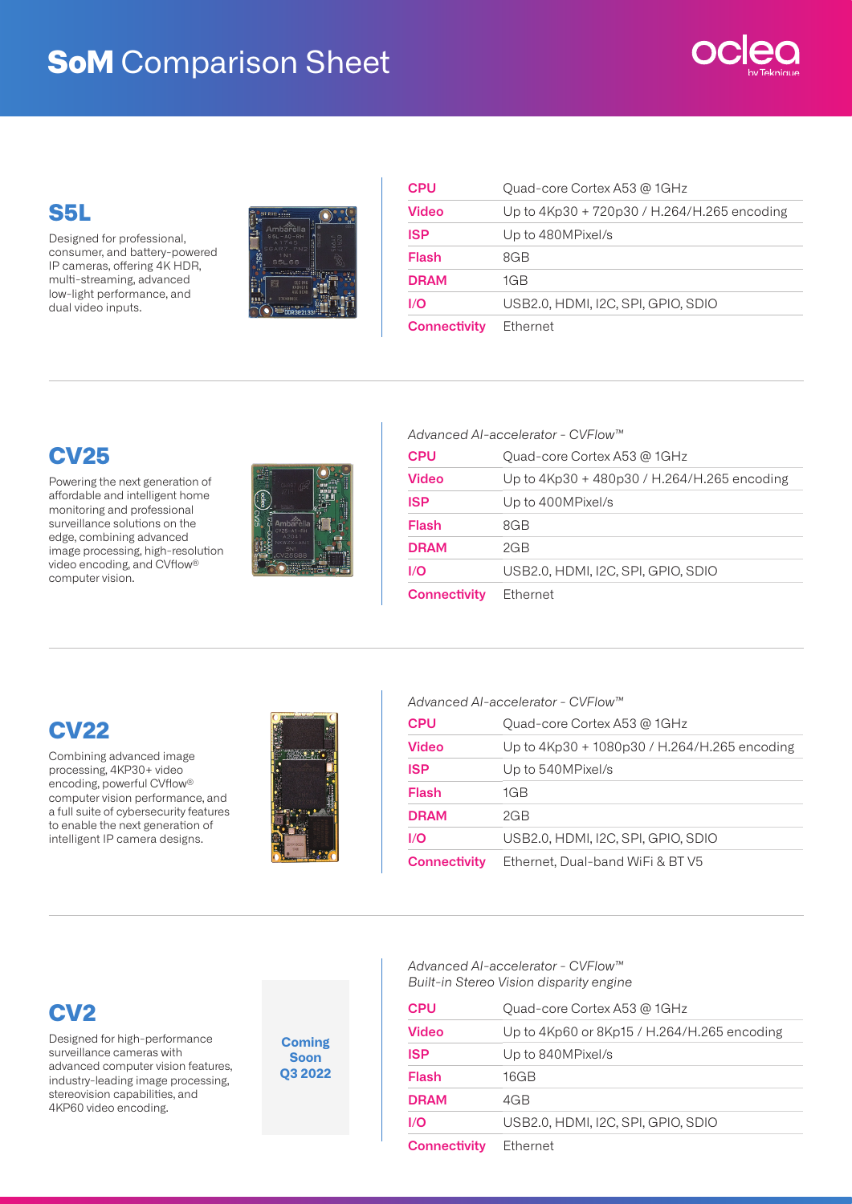# SoM Comparison Sheet

## S5L

Designed for professional, consumer, and battery-powered IP cameras, offering 4K HDR, multi-streaming, advanced low-light performance, and dual video inputs.

| | |
|---|---|
| **CPU** | Quad-core Cortex A53 @ 1GHz |
| **Video** | Up to 4Kp30 + 720p30 / H.264/H.265 encoding |
| **ISP** | Up to 480MPixel/s |
| **Flash** | 8GB |
| **DRAM** | 1GB |
| **I/O** | USB2.0, HDMI, I2C, SPI, GPIO, SDIO |
| **Connectivity** | Ethernet |

## CV25

Powering the next generation of affordable and intelligent home monitoring and professional surveillance solutions on the edge, combining advanced image processing, high-resolution video encoding, and CVflow® computer vision.

*Advanced AI-accelerator - CVFlow™*

| | |
|---|---|
| **CPU** | Quad-core Cortex A53 @ 1GHz |
| **Video** | Up to 4Kp30 + 480p30 / H.264/H.265 encoding |
| **ISP** | Up to 400MPixel/s |
| **Flash** | 8GB |
| **DRAM** | 2GB |
| **I/O** | USB2.0, HDMI, I2C, SPI, GPIO, SDIO |
| **Connectivity** | Ethernet |

## CV22

Combining advanced image processing, 4KP30+ video encoding, powerful CVflow® computer vision performance, and a full suite of cybersecurity features to enable the next generation of intelligent IP camera designs.

*Advanced AI-accelerator - CVFlow™*

| | |
|---|---|
| **CPU** | Quad-core Cortex A53 @ 1GHz |
| **Video** | Up to 4Kp30 + 1080p30 / H.264/H.265 encoding |
| **ISP** | Up to 540MPixel/s |
| **Flash** | 1GB |
| **DRAM** | 2GB |
| **I/O** | USB2.0, HDMI, I2C, SPI, GPIO, SDIO |
| **Connectivity** | Ethernet, Dual-band WiFi & BT V5 |

## CV2

Designed for high-performance surveillance cameras with advanced computer vision features, industry-leading image processing, stereovision capabilities, and 4KP60 video encoding.

**Coming Soon Q3 2022**

*Advanced AI-accelerator - CVFlow™*
*Built-in Stereo Vision disparity engine*

| | |
|---|---|
| **CPU** | Quad-core Cortex A53 @ 1GHz |
| **Video** | Up to 4Kp60 or 8Kp15 / H.264/H.265 encoding |
| **ISP** | Up to 840MPixel/s |
| **Flash** | 16GB |
| **DRAM** | 4GB |
| **I/O** | USB2.0, HDMI, I2C, SPI, GPIO, SDIO |
| **Connectivity** | Ethernet |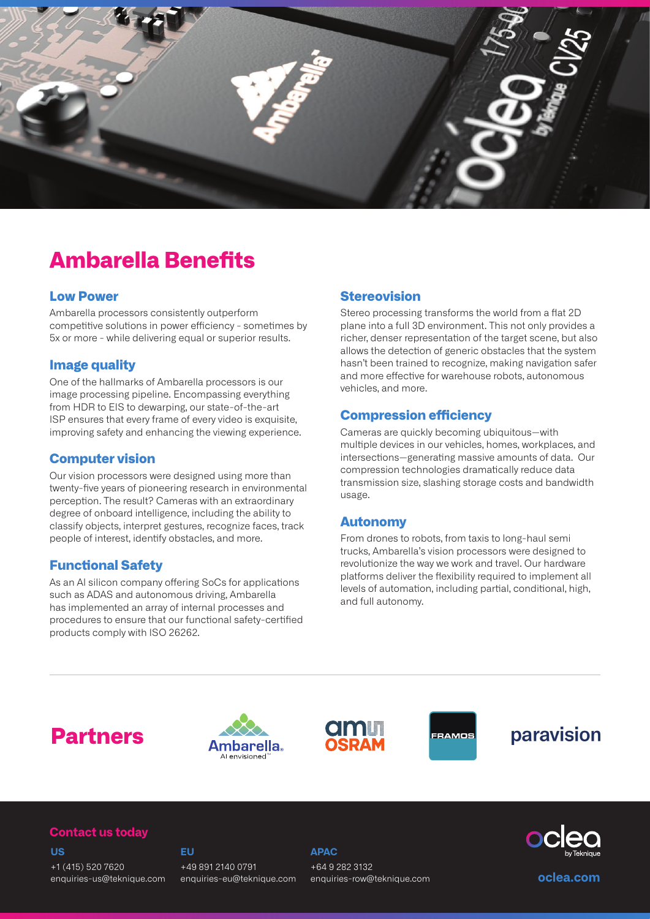# Ambarella Benefits

### Low Power

Ambarella processors consistently outperform competitive solutions in power efficiency - sometimes by 5x or more - while delivering equal or superior results.

### Image quality

One of the hallmarks of Ambarella processors is our image processing pipeline. Encompassing everything from HDR to EIS to dewarping, our state-of-the-art ISP ensures that every frame of every video is exquisite, improving safety and enhancing the viewing experience.

### Computer vision

Our vision processors were designed using more than twenty-five years of pioneering research in environmental perception. The result? Cameras with an extraordinary degree of onboard intelligence, including the ability to classify objects, interpret gestures, recognize faces, track people of interest, identify obstacles, and more.

### Functional Safety

As an AI silicon company offering SoCs for applications such as ADAS and autonomous driving, Ambarella has implemented an array of internal processes and procedures to ensure that our functional safety-certified products comply with ISO 26262.

### Stereovision

Stereo processing transforms the world from a flat 2D plane into a full 3D environment. This not only provides a richer, denser representation of the target scene, but also allows the detection of generic obstacles that the system hasn't been trained to recognize, making navigation safer and more effective for warehouse robots, autonomous vehicles, and more.

### Compression efficiency

Cameras are quickly becoming ubiquitous—with multiple devices in our vehicles, homes, workplaces, and intersections—generating massive amounts of data. Our compression technologies dramatically reduce data transmission size, slashing storage costs and bandwidth usage.

### Autonomy

From drones to robots, from taxis to long-haul semi trucks, Ambarella's vision processors were designed to revolutionize the way we work and travel. Our hardware platforms deliver the flexibility required to implement all levels of automation, including partial, conditional, high, and full autonomy.

## Partners

Ambarella — AI envisioned

ams OSRAM

FRAMOS

paravision

## Contact us today

**US**
+1 (415) 520 7620
enquiries-us@teknique.com

**EU**
+49 891 2140 0791
enquiries-eu@teknique.com

**APAC**
+64 9 282 3132
enquiries-row@teknique.com

oclea by Teknique

oclea.com